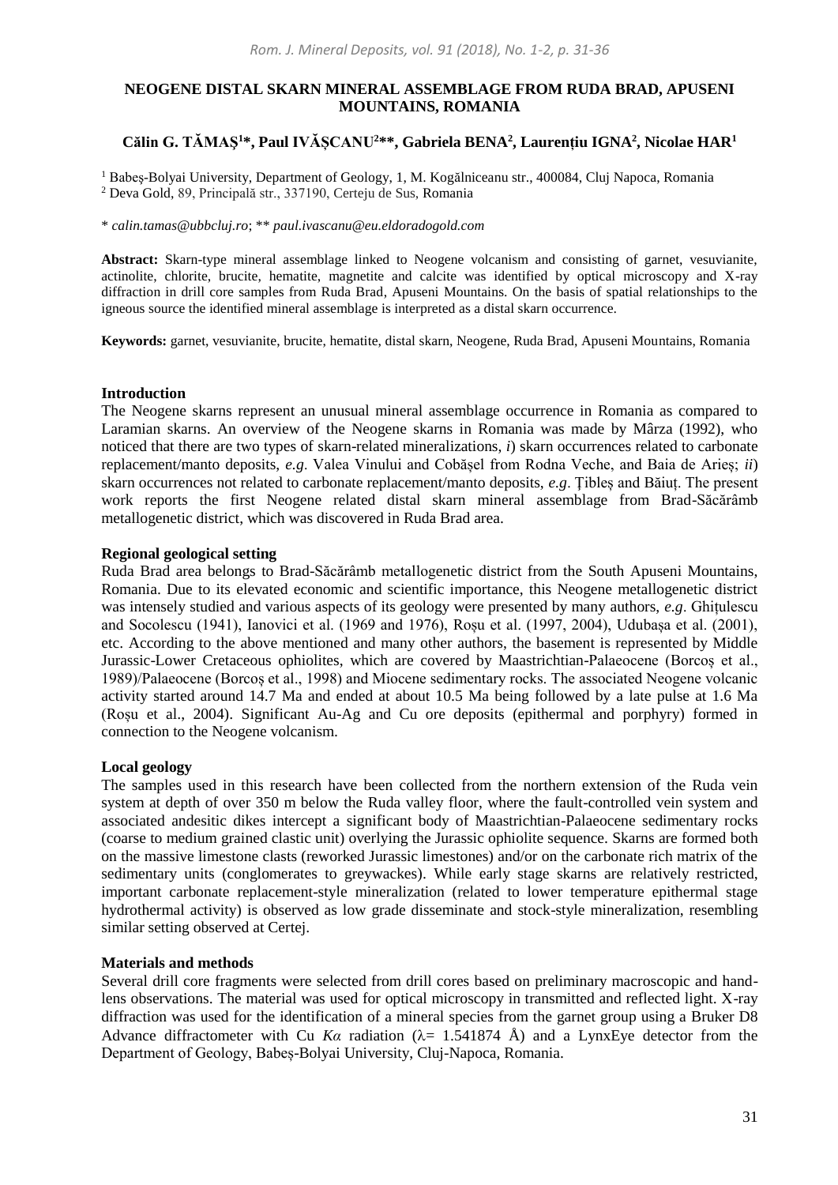# NEOGENE DISTAL SKARN MINERAL ASSEMBLAGE FROM RUDA BRAD, APUSENI MOUNTAINS, ROMANIA

**Călin G. TĂMAŞ[1]*, Paul IVĂȘCANU[2]**, Gabriela BENA[2], Laurențiu IGNA[2], Nicolae HAR[1]**

[1] Babeş-Bolyai University, Department of Geology, 1, M. Kogălniceanu str., 400084, Cluj Napoca, Romania
[2] Deva Gold, 89, Principală str., 337190, Certeju de Sus, Romania

* *calin.tamas@ubbcluj.ro*; ** *paul.ivascanu@eu.eldoradogold.com*

**Abstract:** Skarn-type mineral assemblage linked to Neogene volcanism and consisting of garnet, vesuvianite, actinolite, chlorite, brucite, hematite, magnetite and calcite was identified by optical microscopy and X-ray diffraction in drill core samples from Ruda Brad, Apuseni Mountains. On the basis of spatial relationships to the igneous source the identified mineral assemblage is interpreted as a distal skarn occurrence.

**Keywords:** garnet, vesuvianite, brucite, hematite, distal skarn, Neogene, Ruda Brad, Apuseni Mountains, Romania

## Introduction

The Neogene skarns represent an unusual mineral assemblage occurrence in Romania as compared to Laramian skarns. An overview of the Neogene skarns in Romania was made by Mârza (1992), who noticed that there are two types of skarn-related mineralizations, *i*) skarn occurrences related to carbonate replacement/manto deposits, *e.g*. Valea Vinului and Cobășel from Rodna Veche, and Baia de Arieș; *ii*) skarn occurrences not related to carbonate replacement/manto deposits, *e.g*. Ţibleș and Băiuț. The present work reports the first Neogene related distal skarn mineral assemblage from Brad-Săcărâmb metallogenetic district, which was discovered in Ruda Brad area.

## Regional geological setting

Ruda Brad area belongs to Brad-Săcărâmb metallogenetic district from the South Apuseni Mountains, Romania. Due to its elevated economic and scientific importance, this Neogene metallogenetic district was intensely studied and various aspects of its geology were presented by many authors, *e.g*. Ghițulescu and Socolescu (1941), Ianovici et al. (1969 and 1976), Roșu et al. (1997, 2004), Udubașa et al. (2001), etc. According to the above mentioned and many other authors, the basement is represented by Middle Jurassic-Lower Cretaceous ophiolites, which are covered by Maastrichtian-Palaeocene (Borcoș et al., 1989)/Palaeocene (Borcoș et al., 1998) and Miocene sedimentary rocks. The associated Neogene volcanic activity started around 14.7 Ma and ended at about 10.5 Ma being followed by a late pulse at 1.6 Ma (Roșu et al., 2004). Significant Au-Ag and Cu ore deposits (epithermal and porphyry) formed in connection to the Neogene volcanism.

## Local geology

The samples used in this research have been collected from the northern extension of the Ruda vein system at depth of over 350 m below the Ruda valley floor, where the fault-controlled vein system and associated andesitic dikes intercept a significant body of Maastrichtian-Palaeocene sedimentary rocks (coarse to medium grained clastic unit) overlying the Jurassic ophiolite sequence. Skarns are formed both on the massive limestone clasts (reworked Jurassic limestones) and/or on the carbonate rich matrix of the sedimentary units (conglomerates to greywackes). While early stage skarns are relatively restricted, important carbonate replacement-style mineralization (related to lower temperature epithermal stage hydrothermal activity) is observed as low grade disseminate and stock-style mineralization, resembling similar setting observed at Certej.

## Materials and methods

Several drill core fragments were selected from drill cores based on preliminary macroscopic and hand-lens observations. The material was used for optical microscopy in transmitted and reflected light. X-ray diffraction was used for the identification of a mineral species from the garnet group using a Bruker D8 Advance diffractometer with Cu *Kα* radiation ($\lambda$= 1.541874 Å) and a LynxEye detector from the Department of Geology, Babeș-Bolyai University, Cluj-Napoca, Romania.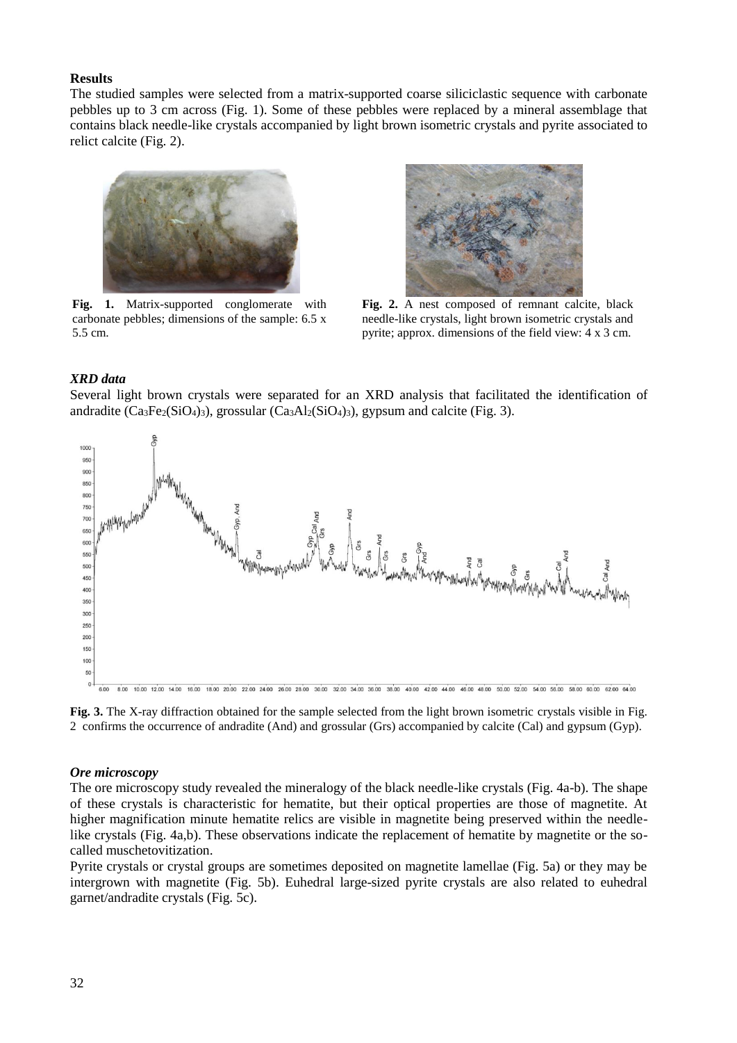**Results**

The studied samples were selected from a matrix-supported coarse siliciclastic sequence with carbonate pebbles up to 3 cm across (Fig. 1). Some of these pebbles were replaced by a mineral assemblage that contains black needle-like crystals accompanied by light brown isometric crystals and pyrite associated to relict calcite (Fig. 2).

**Fig. 1.** Matrix-supported conglomerate with carbonate pebbles; dimensions of the sample: 6.5 x 5.5 cm.

**Fig. 2.** A nest composed of remnant calcite, black needle-like crystals, light brown isometric crystals and pyrite; approx. dimensions of the field view: 4 x 3 cm.

***XRD data***

Several light brown crystals were separated for an XRD analysis that facilitated the identification of andradite ($Ca_3Fe_2(SiO_4)_3$), grossular ($Ca_3Al_2(SiO_4)_3$), gypsum and calcite (Fig. 3).

**Fig. 3.** The X-ray diffraction obtained for the sample selected from the light brown isometric crystals visible in Fig. 2 confirms the occurrence of andradite (And) and grossular (Grs) accompanied by calcite (Cal) and gypsum (Gyp).

***Ore microscopy***

The ore microscopy study revealed the mineralogy of the black needle-like crystals (Fig. 4a-b). The shape of these crystals is characteristic for hematite, but their optical properties are those of magnetite. At higher magnification minute hematite relics are visible in magnetite being preserved within the needle-like crystals (Fig. 4a,b). These observations indicate the replacement of hematite by magnetite or the so-called muschetovitization.

Pyrite crystals or crystal groups are sometimes deposited on magnetite lamellae (Fig. 5a) or they may be intergrown with magnetite (Fig. 5b). Euhedral large-sized pyrite crystals are also related to euhedral garnet/andradite crystals (Fig. 5c).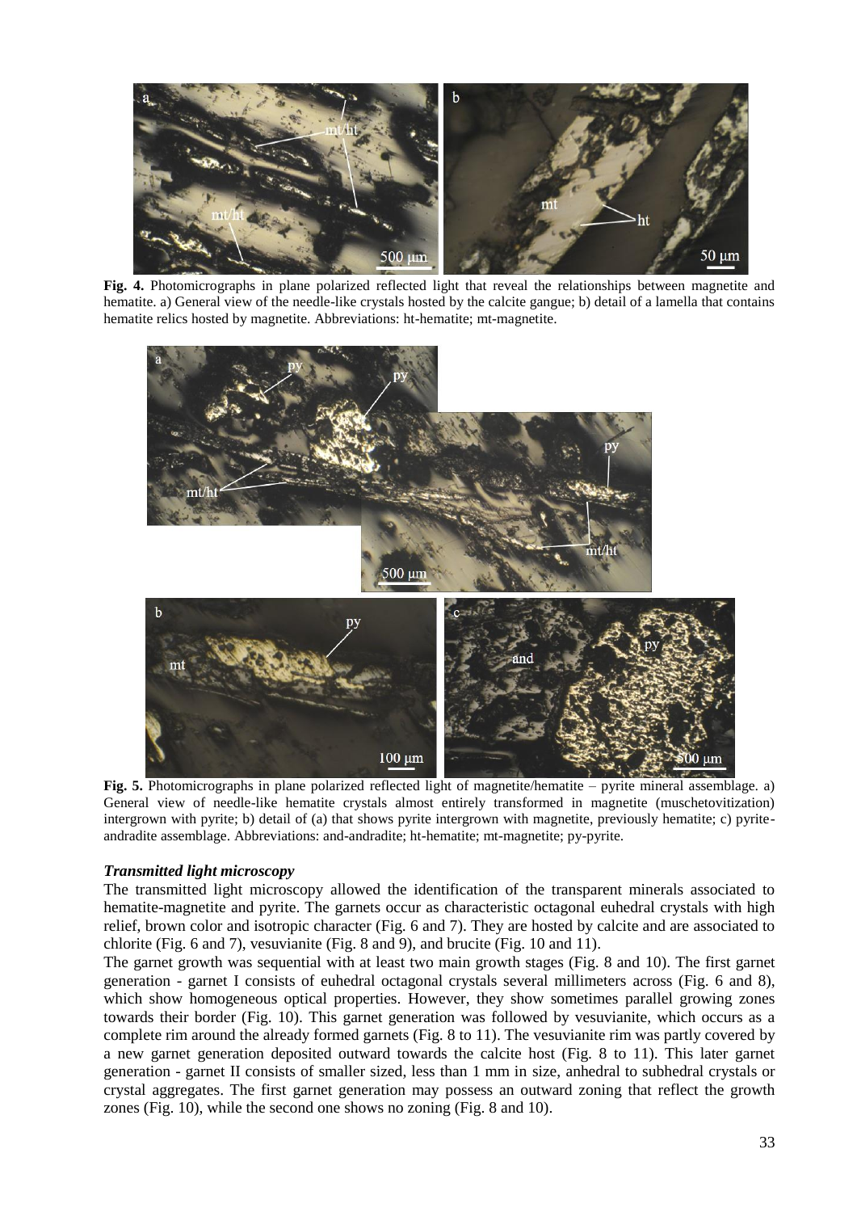**Fig. 4.** Photomicrographs in plane polarized reflected light that reveal the relationships between magnetite and hematite. a) General view of the needle-like crystals hosted by the calcite gangue; b) detail of a lamella that contains hematite relics hosted by magnetite. Abbreviations: ht-hematite; mt-magnetite.

**Fig. 5.** Photomicrographs in plane polarized reflected light of magnetite/hematite – pyrite mineral assemblage. a) General view of needle-like hematite crystals almost entirely transformed in magnetite (muschetovitization) intergrown with pyrite; b) detail of (a) that shows pyrite intergrown with magnetite, previously hematite; c) pyrite-andradite assemblage. Abbreviations: and-andradite; ht-hematite; mt-magnetite; py-pyrite.

### *Transmitted light microscopy*

The transmitted light microscopy allowed the identification of the transparent minerals associated to hematite-magnetite and pyrite. The garnets occur as characteristic octagonal euhedral crystals with high relief, brown color and isotropic character (Fig. 6 and 7). They are hosted by calcite and are associated to chlorite (Fig. 6 and 7), vesuvianite (Fig. 8 and 9), and brucite (Fig. 10 and 11).

The garnet growth was sequential with at least two main growth stages (Fig. 8 and 10). The first garnet generation - garnet I consists of euhedral octagonal crystals several millimeters across (Fig. 6 and 8), which show homogeneous optical properties. However, they show sometimes parallel growing zones towards their border (Fig. 10). This garnet generation was followed by vesuvianite, which occurs as a complete rim around the already formed garnets (Fig. 8 to 11). The vesuvianite rim was partly covered by a new garnet generation deposited outward towards the calcite host (Fig. 8 to 11). This later garnet generation - garnet II consists of smaller sized, less than 1 mm in size, anhedral to subhedral crystals or crystal aggregates. The first garnet generation may possess an outward zoning that reflect the growth zones (Fig. 10), while the second one shows no zoning (Fig. 8 and 10).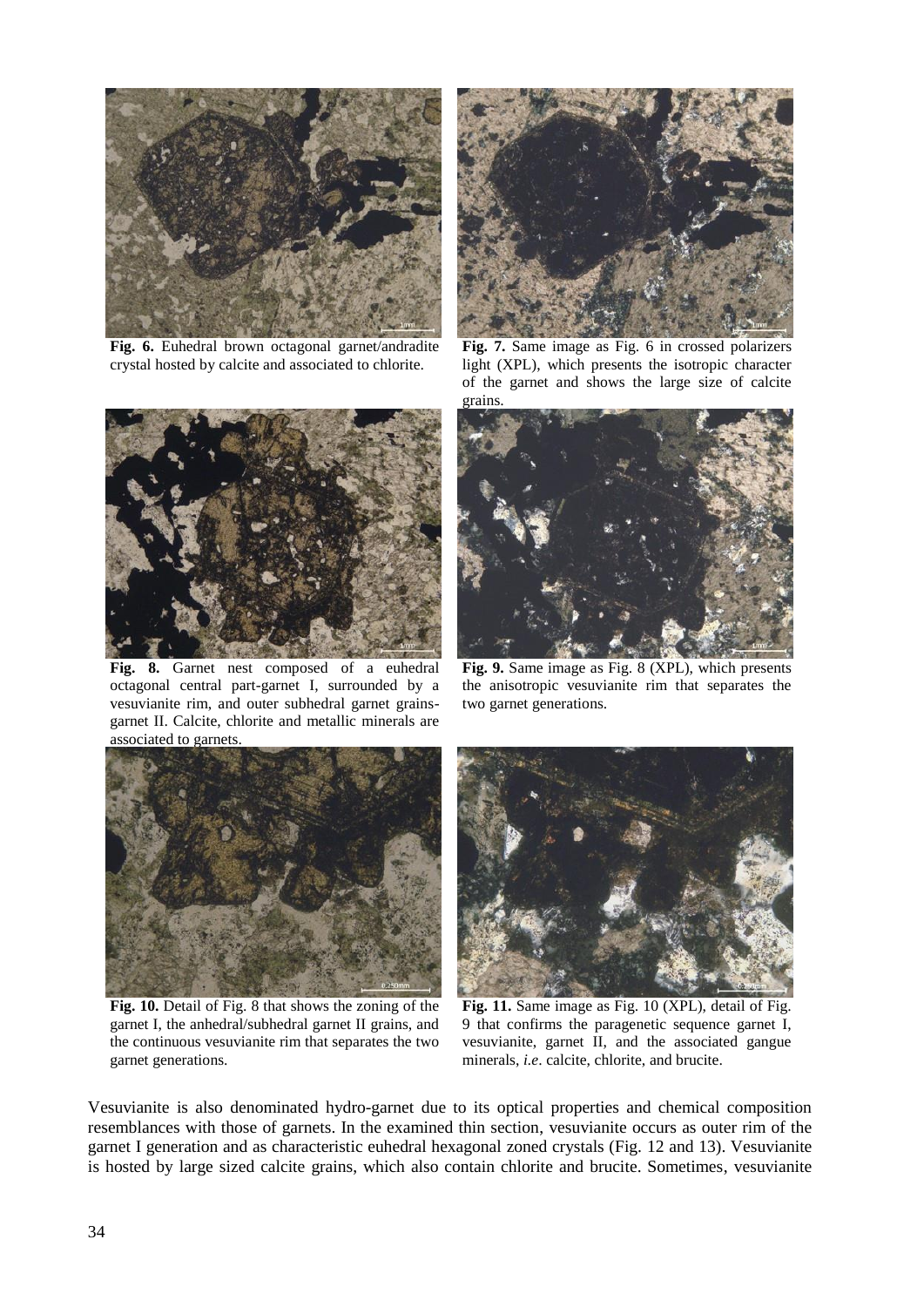**Fig. 6.** Euhedral brown octagonal garnet/andradite crystal hosted by calcite and associated to chlorite.

**Fig. 7.** Same image as Fig. 6 in crossed polarizers light (XPL), which presents the isotropic character of the garnet and shows the large size of calcite grains.

**Fig. 8.** Garnet nest composed of a euhedral octagonal central part-garnet I, surrounded by a vesuvianite rim, and outer subhedral garnet grains-garnet II. Calcite, chlorite and metallic minerals are associated to garnets.

**Fig. 9.** Same image as Fig. 8 (XPL), which presents the anisotropic vesuvianite rim that separates the two garnet generations.

**Fig. 10.** Detail of Fig. 8 that shows the zoning of the garnet I, the anhedral/subhedral garnet II grains, and the continuous vesuvianite rim that separates the two garnet generations.

**Fig. 11.** Same image as Fig. 10 (XPL), detail of Fig. 9 that confirms the paragenetic sequence garnet I, vesuvianite, garnet II, and the associated gangue minerals, *i.e*. calcite, chlorite, and brucite.

Vesuvianite is also denominated hydro-garnet due to its optical properties and chemical composition resemblances with those of garnets. In the examined thin section, vesuvianite occurs as outer rim of the garnet I generation and as characteristic euhedral hexagonal zoned crystals (Fig. 12 and 13). Vesuvianite is hosted by large sized calcite grains, which also contain chlorite and brucite. Sometimes, vesuvianite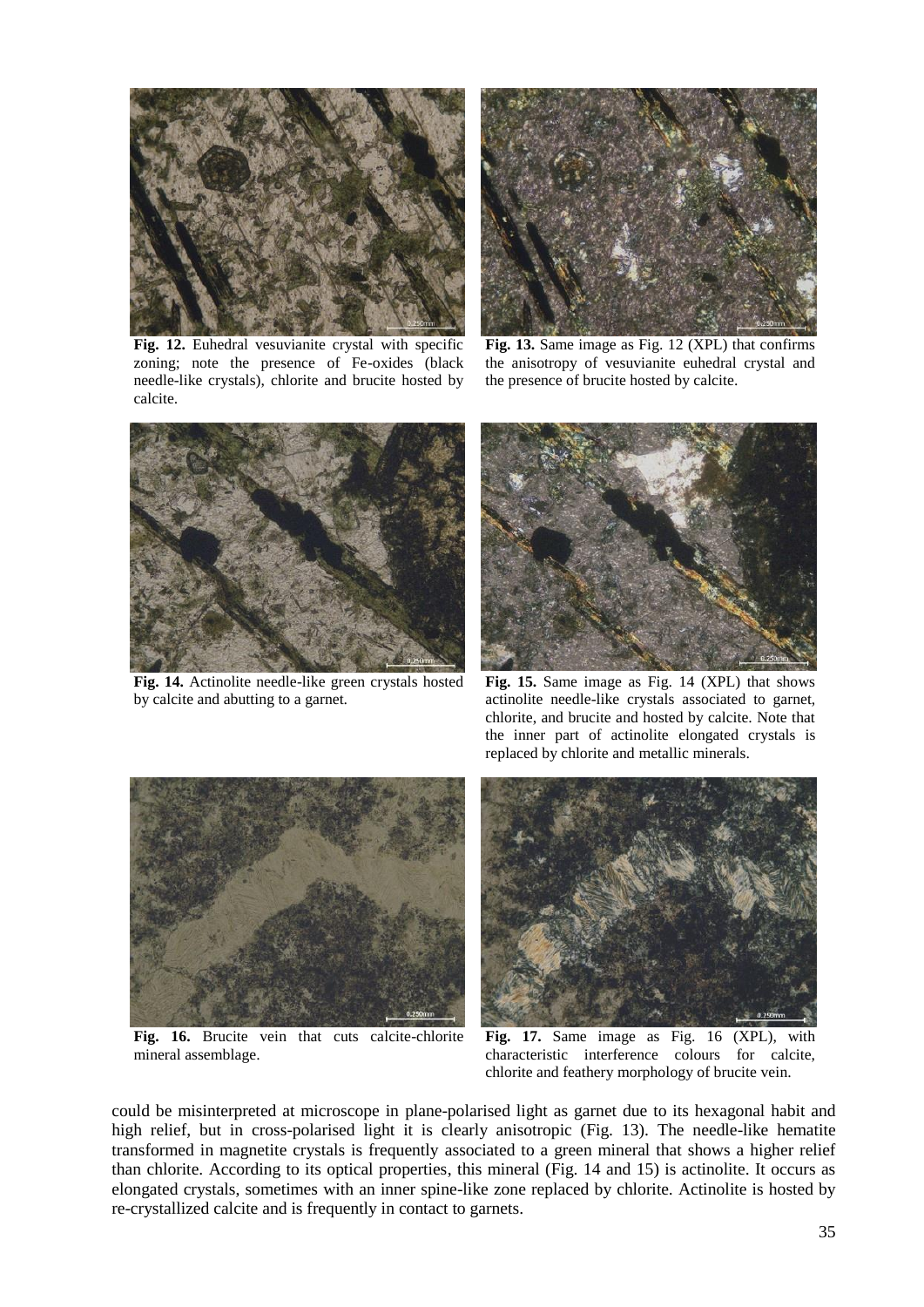**Fig. 12.** Euhedral vesuvianite crystal with specific zoning; note the presence of Fe-oxides (black needle-like crystals), chlorite and brucite hosted by calcite.

**Fig. 13.** Same image as Fig. 12 (XPL) that confirms the anisotropy of vesuvianite euhedral crystal and the presence of brucite hosted by calcite.

**Fig. 14.** Actinolite needle-like green crystals hosted by calcite and abutting to a garnet.

**Fig. 15.** Same image as Fig. 14 (XPL) that shows actinolite needle-like crystals associated to garnet, chlorite, and brucite and hosted by calcite. Note that the inner part of actinolite elongated crystals is replaced by chlorite and metallic minerals.

**Fig. 16.** Brucite vein that cuts calcite-chlorite mineral assemblage.

**Fig. 17.** Same image as Fig. 16 (XPL), with characteristic interference colours for calcite, chlorite and feathery morphology of brucite vein.

could be misinterpreted at microscope in plane-polarised light as garnet due to its hexagonal habit and high relief, but in cross-polarised light it is clearly anisotropic (Fig. 13). The needle-like hematite transformed in magnetite crystals is frequently associated to a green mineral that shows a higher relief than chlorite. According to its optical properties, this mineral (Fig. 14 and 15) is actinolite. It occurs as elongated crystals, sometimes with an inner spine-like zone replaced by chlorite. Actinolite is hosted by re-crystallized calcite and is frequently in contact to garnets.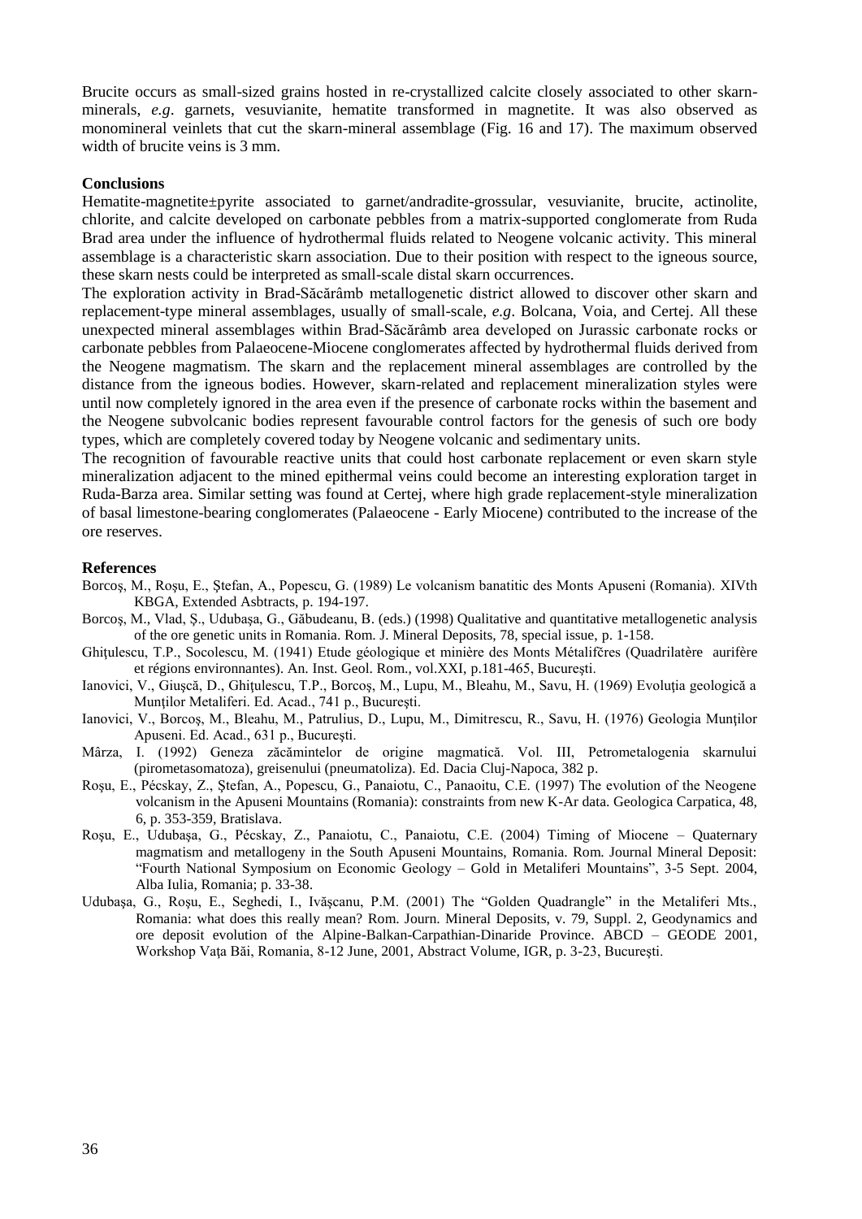Brucite occurs as small-sized grains hosted in re-crystallized calcite closely associated to other skarn-minerals, *e.g*. garnets, vesuvianite, hematite transformed in magnetite. It was also observed as monomineral veinlets that cut the skarn-mineral assemblage (Fig. 16 and 17). The maximum observed width of brucite veins is 3 mm.

## Conclusions

Hematite-magnetite±pyrite associated to garnet/andradite-grossular, vesuvianite, brucite, actinolite, chlorite, and calcite developed on carbonate pebbles from a matrix-supported conglomerate from Ruda Brad area under the influence of hydrothermal fluids related to Neogene volcanic activity. This mineral assemblage is a characteristic skarn association. Due to their position with respect to the igneous source, these skarn nests could be interpreted as small-scale distal skarn occurrences.

The exploration activity in Brad-Săcărâmb metallogenetic district allowed to discover other skarn and replacement-type mineral assemblages, usually of small-scale, *e.g*. Bolcana, Voia, and Certej. All these unexpected mineral assemblages within Brad-Săcărâmb area developed on Jurassic carbonate rocks or carbonate pebbles from Palaeocene-Miocene conglomerates affected by hydrothermal fluids derived from the Neogene magmatism. The skarn and the replacement mineral assemblages are controlled by the distance from the igneous bodies. However, skarn-related and replacement mineralization styles were until now completely ignored in the area even if the presence of carbonate rocks within the basement and the Neogene subvolcanic bodies represent favourable control factors for the genesis of such ore body types, which are completely covered today by Neogene volcanic and sedimentary units.

The recognition of favourable reactive units that could host carbonate replacement or even skarn style mineralization adjacent to the mined epithermal veins could become an interesting exploration target in Ruda-Barza area. Similar setting was found at Certej, where high grade replacement-style mineralization of basal limestone-bearing conglomerates (Palaeocene - Early Miocene) contributed to the increase of the ore reserves.

## References

Borcoş, M., Roşu, E., Ştefan, A., Popescu, G. (1989) Le volcanism banatitic des Monts Apuseni (Romania). XIVth KBGA, Extended Asbtracts, p. 194-197.

Borcoş, M., Vlad, Ş., Udubaşa, G., Găbudeanu, B. (eds.) (1998) Qualitative and quantitative metallogenetic analysis of the ore genetic units in Romania. Rom. J. Mineral Deposits, 78, special issue, p. 1-158.

Ghiţulescu, T.P., Socolescu, M. (1941) Etude géologique et minière des Monts Métalifĉres (Quadrilatère aurifère et régions environnantes). An. Inst. Geol. Rom., vol.XXI, p.181-465, Bucureşti.

Ianovici, V., Giuşcă, D., Ghiţulescu, T.P., Borcoş, M., Lupu, M., Bleahu, M., Savu, H. (1969) Evoluţia geologică a Munţilor Metaliferi. Ed. Acad., 741 p., Bucureşti.

Ianovici, V., Borcoş, M., Bleahu, M., Patrulius, D., Lupu, M., Dimitrescu, R., Savu, H. (1976) Geologia Munţilor Apuseni. Ed. Acad., 631 p., Bucureşti.

Mârza, I. (1992) Geneza zăcămintelor de origine magmatică. Vol. III, Petrometalogenia skarnului (pirometasomatoza), greisenului (pneumatoliza). Ed. Dacia Cluj-Napoca, 382 p.

Roşu, E., Pécskay, Z., Ştefan, A., Popescu, G., Panaiotu, C., Panaoitu, C.E. (1997) The evolution of the Neogene volcanism in the Apuseni Mountains (Romania): constraints from new K-Ar data. Geologica Carpatica, 48, 6, p. 353-359, Bratislava.

Roşu, E., Udubaşa, G., Pécskay, Z., Panaiotu, C., Panaiotu, C.E. (2004) Timing of Miocene – Quaternary magmatism and metallogeny in the South Apuseni Mountains, Romania. Rom. Journal Mineral Deposit: "Fourth National Symposium on Economic Geology – Gold in Metaliferi Mountains", 3-5 Sept. 2004, Alba Iulia, Romania; p. 33-38.

Udubaşa, G., Roşu, E., Seghedi, I., Ivăşcanu, P.M. (2001) The "Golden Quadrangle" in the Metaliferi Mts., Romania: what does this really mean? Rom. Journ. Mineral Deposits, v. 79, Suppl. 2, Geodynamics and ore deposit evolution of the Alpine-Balkan-Carpathian-Dinaride Province. ABCD – GEODE 2001, Workshop Vaţa Băi, Romania, 8-12 June, 2001, Abstract Volume, IGR, p. 3-23, Bucureşti.